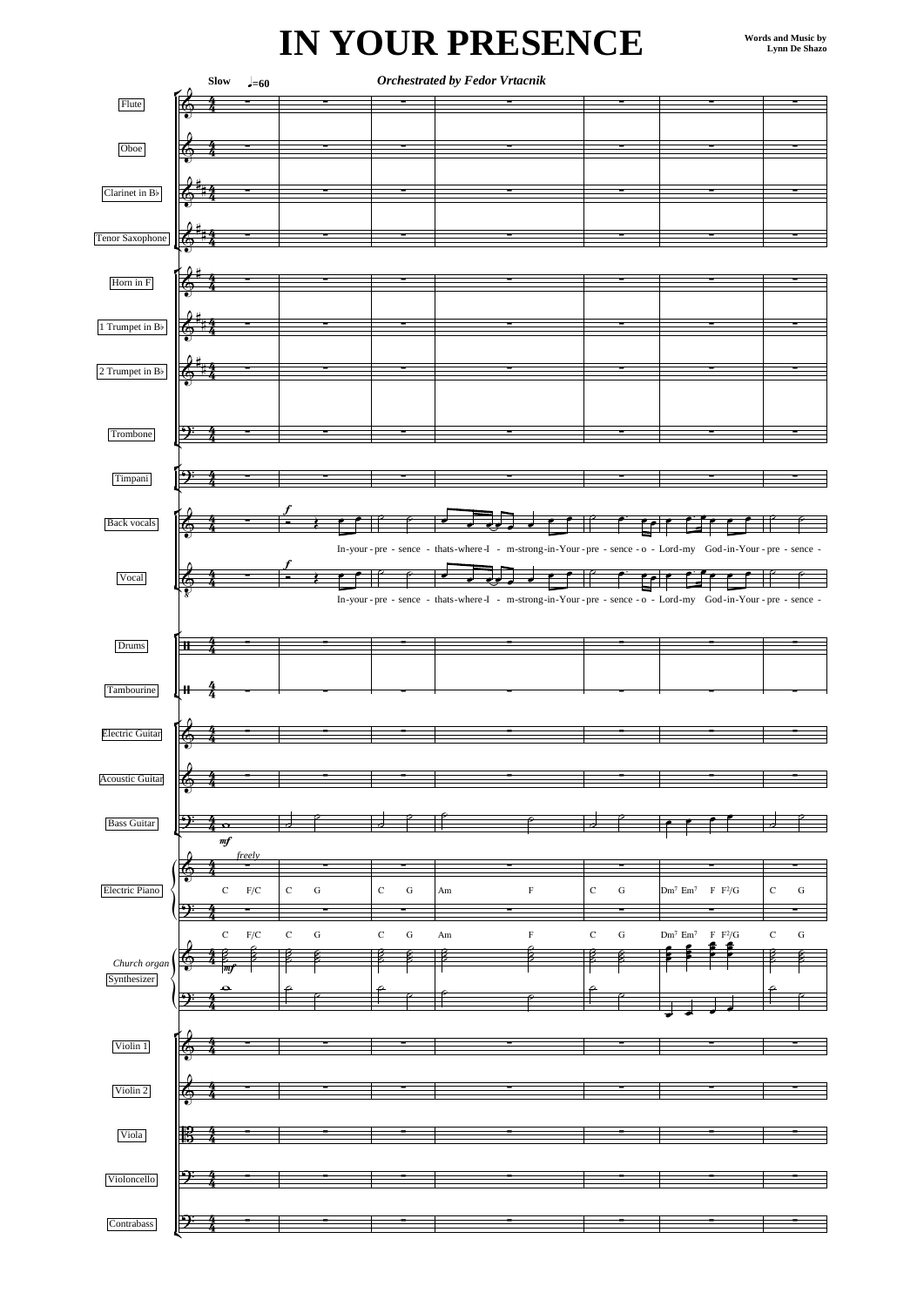# IN YOUR PRESENCE

Words and Music by
Lynn De Shazo

Orchestrated by Fedor Vrtacnik

Slow ♩=60

Flute

Oboe

Clarinet in B♭

Tenor Saxophone

Horn in F

1 Trumpet in B♭

2 Trumpet in B♭

Trombone

Timpani

Back vocals

*f*

In-your - pre - sence - thats-where-I - m-strong-in-Your - pre - sence - o - Lord-my God - in-Your - pre - sence -

Vocal

*f*

In-your - pre - sence - thats-where-I - m-strong-in-Your - pre - sence - o - Lord-my God - in-Your - pre - sence -

Drums

Tambourine

Electric Guitar

Acoustic Guitar

Bass Guitar

*mf*

Electric Piano

*freely*

C F/C | C G | C G | Am F | C G | Dm7 Em7 F F2/G | C G

Church organ
Synthesizer

C F/C | C G | C G | Am F | C G | Dm7 Em7 F F2/G | C G

*mf*

Violin 1

Violin 2

Viola

Violoncello

Contrabass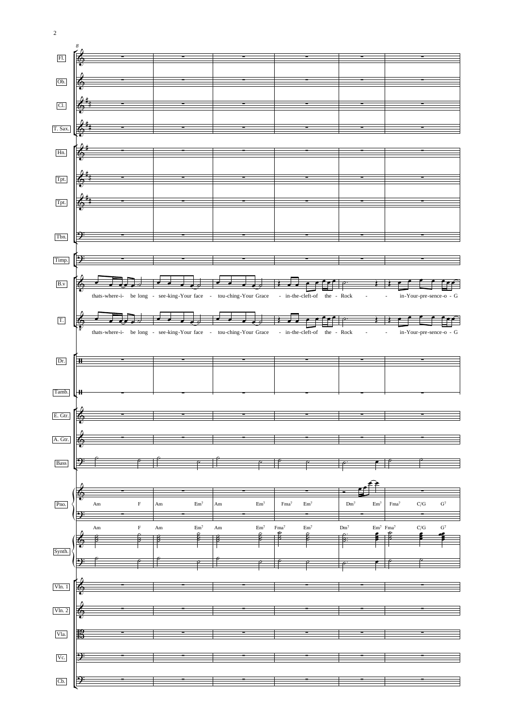thats-where-i- be long - see-king-Your face - tou-ching-Your Grace - in-the-cleft-of the - Rock - - in-Your-pre-sence-o - G

Am F Am Em7 Am Em7 Fma7 Em7 Dm7 Em7 Fma7 C/G G7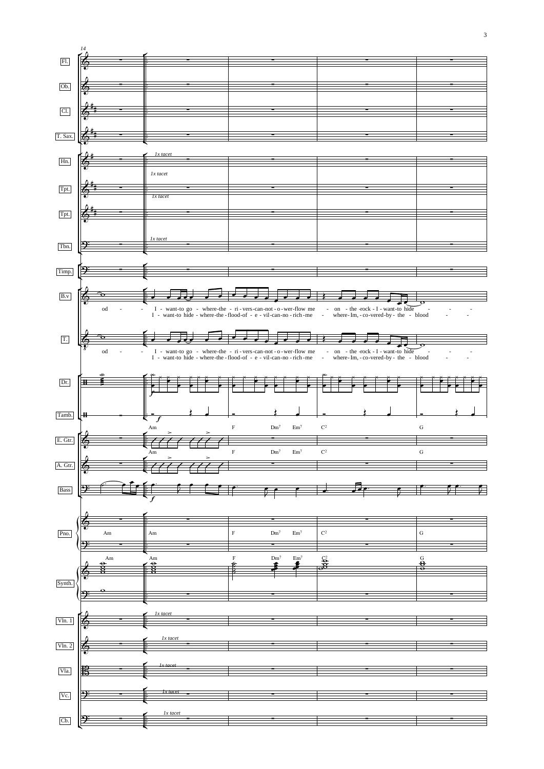I - want-to go - where-the - ri - vers-can-not - o - wer-flow me - on - the -rock - I - want-to hide

I - want-to hide - where-the - flood-of - e - vil-can-no - rich-me - where- Im, - co-vered-by - the - blood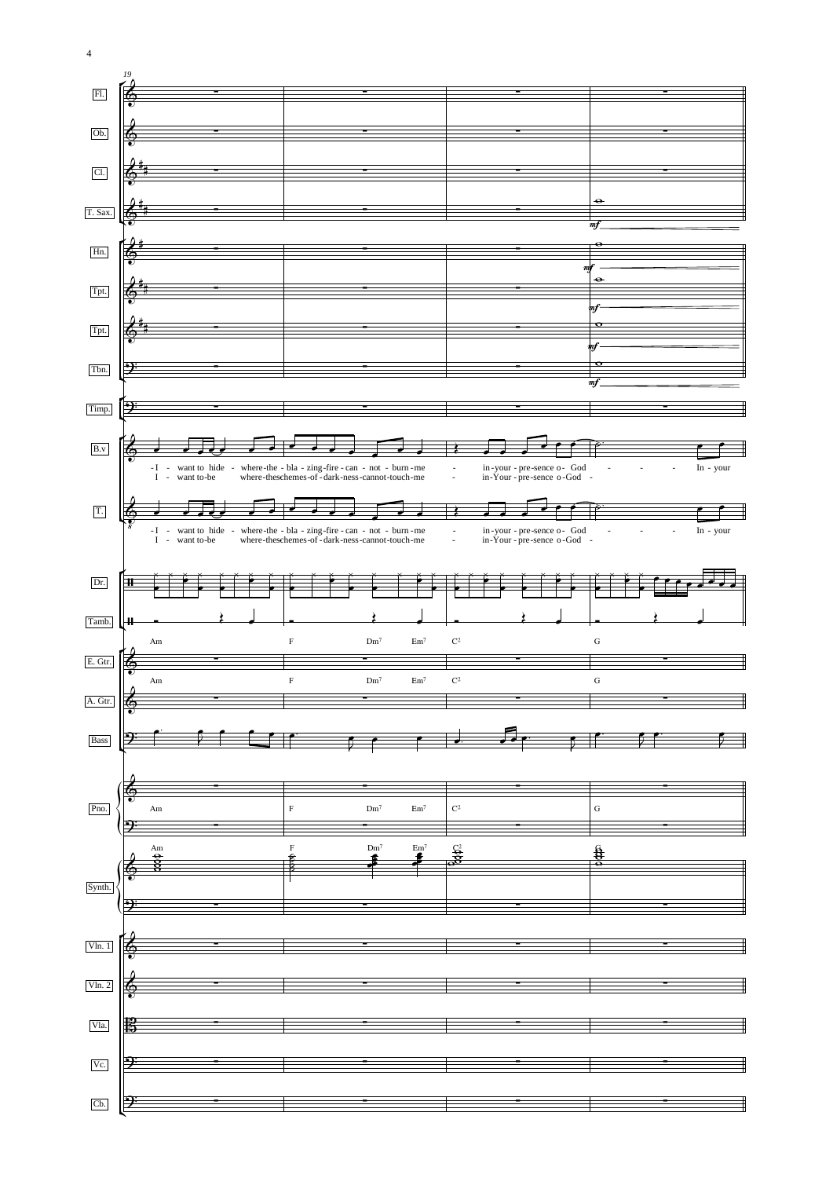I - want to hide - where-the - bla - zing-fire - can - not - burn -me - in-your - pre-sence o- God - - - In - your

I - want to-be where-theschemes-of - dark-ness-cannot-touch-me - in-Your - pre-sence o-God -

Am F Dm7 Em7 C2 G